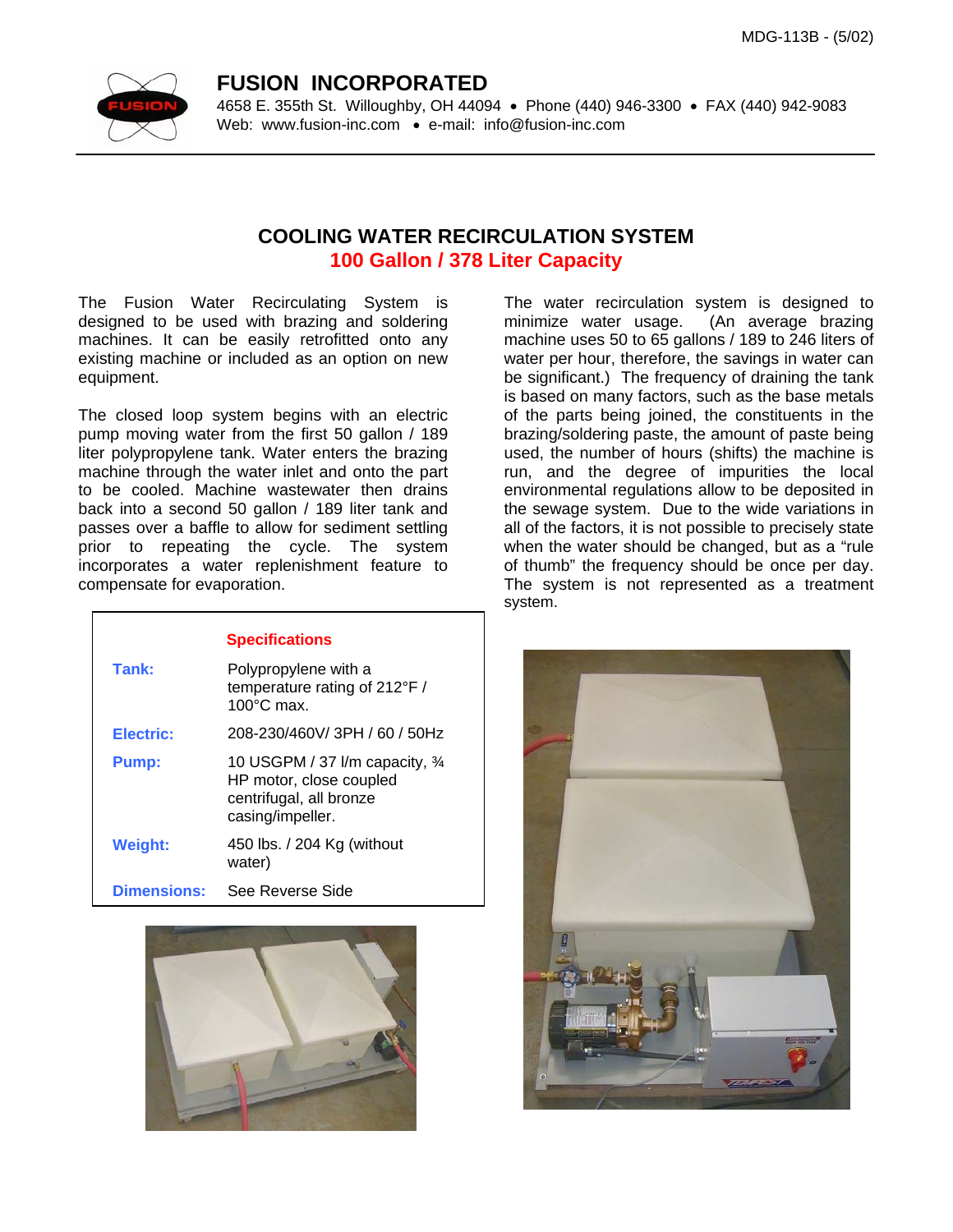MDG-113B - (5/02)

# FUSION INCORPORATED

4658 E. 355th St. Willoughby, OH 44094 • Phone (440) 946-3300 • FAX (440) 942-9083
Web: www.fusion-inc.com • e-mail: info@fusion-inc.com

## COOLING WATER RECIRCULATION SYSTEM

### 100 Gallon / 378 Liter Capacity

The Fusion Water Recirculating System is designed to be used with brazing and soldering machines. It can be easily retrofitted onto any existing machine or included as an option on new equipment.

The closed loop system begins with an electric pump moving water from the first 50 gallon / 189 liter polypropylene tank. Water enters the brazing machine through the water inlet and onto the part to be cooled. Machine wastewater then drains back into a second 50 gallon / 189 liter tank and passes over a baffle to allow for sediment settling prior to repeating the cycle. The system incorporates a water replenishment feature to compensate for evaporation.

| Specifications | |
|---|---|
| **Tank:** | Polypropylene with a temperature rating of 212°F / 100°C max. |
| **Electric:** | 208-230/460V/ 3PH / 60 / 50Hz |
| **Pump:** | 10 USGPM / 37 l/m capacity, ¾ HP motor, close coupled centrifugal, all bronze casing/impeller. |
| **Weight:** | 450 lbs. / 204 Kg (without water) |
| **Dimensions:** | See Reverse Side |

The water recirculation system is designed to minimize water usage. (An average brazing machine uses 50 to 65 gallons / 189 to 246 liters of water per hour, therefore, the savings in water can be significant.) The frequency of draining the tank is based on many factors, such as the base metals of the parts being joined, the constituents in the brazing/soldering paste, the amount of paste being used, the number of hours (shifts) the machine is run, and the degree of impurities the local environmental regulations allow to be deposited in the sewage system. Due to the wide variations in all of the factors, it is not possible to precisely state when the water should be changed, but as a "rule of thumb" the frequency should be once per day. The system is not represented as a treatment system.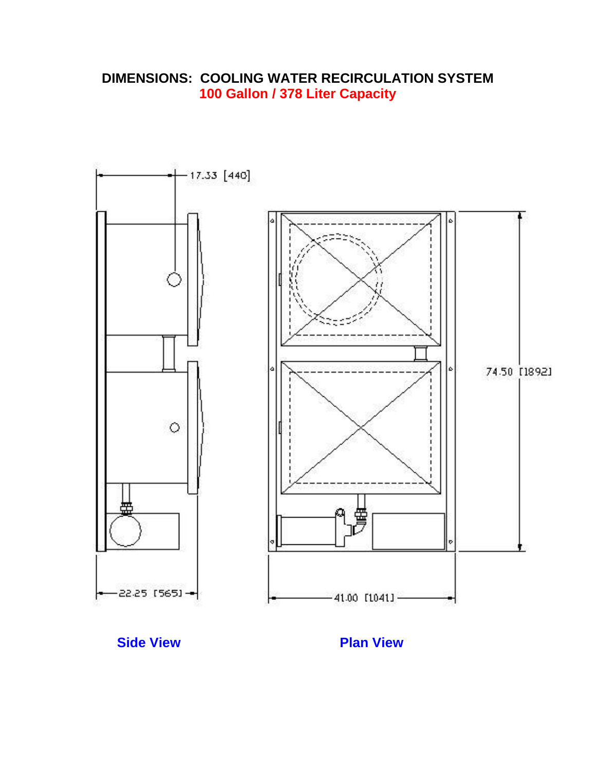**DIMENSIONS: COOLING WATER RECIRCULATION SYSTEM**

**100 Gallon / 378 Liter Capacity**

17.33 [440]

74.50 [1892]

22.25 [565]

41.00 [1041]

**Side View**

**Plan View**